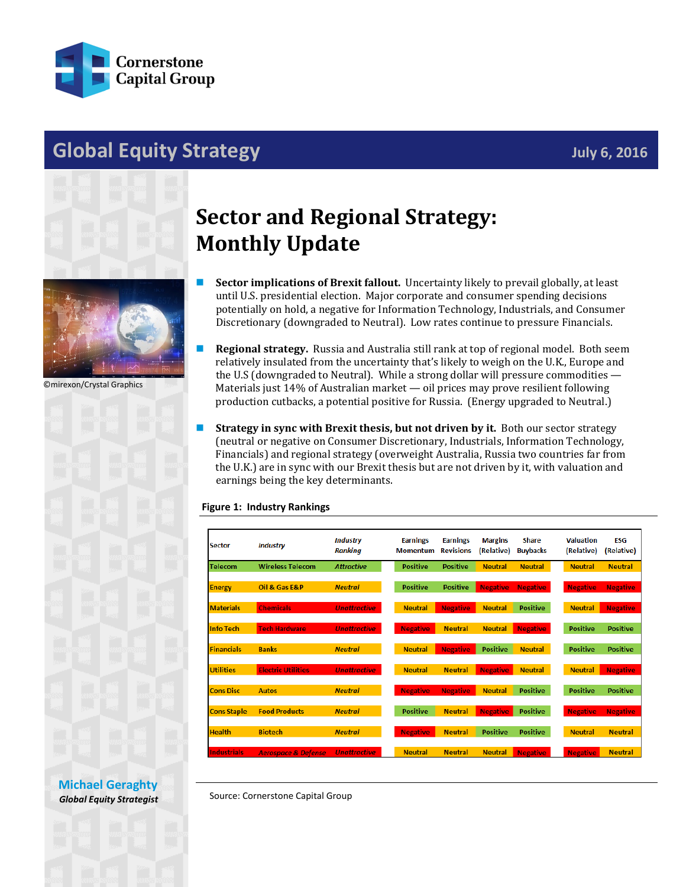Cornerstone Capital Group

# Global Equity Strategy

July 6, 2016

# Sector and Regional Strategy: Monthly Update

©mirexon/Crystal Graphics

- **Sector implications of Brexit fallout.** Uncertainty likely to prevail globally, at least until U.S. presidential election. Major corporate and consumer spending decisions potentially on hold, a negative for Information Technology, Industrials, and Consumer Discretionary (downgraded to Neutral). Low rates continue to pressure Financials.

- **Regional strategy.** Russia and Australia still rank at top of regional model. Both seem relatively insulated from the uncertainty that's likely to weigh on the U.K., Europe and the U.S (downgraded to Neutral). While a strong dollar will pressure commodities — Materials just 14% of Australian market — oil prices may prove resilient following production cutbacks, a potential positive for Russia. (Energy upgraded to Neutral.)

- **Strategy in sync with Brexit thesis, but not driven by it.** Both our sector strategy (neutral or negative on Consumer Discretionary, Industrials, Information Technology, Financials) and regional strategy (overweight Australia, Russia two countries far from the U.K.) are in sync with our Brexit thesis but are not driven by it, with valuation and earnings being the key determinants.

**Figure 1: Industry Rankings**

| Sector | *Industry* | *Industry Ranking* | Earnings Momentum | Earnings Revisions | Margins (Relative) | Share Buybacks | Valuation (Relative) | ESG (Relative) |
|---|---|---|---|---|---|---|---|---|
| Telecom | Wireless Telecom | *Attractive* | Positive | Positive | Neutral | Neutral | Neutral | Neutral |
| Energy | Oil & Gas E&P | *Neutral* | Positive | Positive | Negative | Negative | Negative | Negative |
| Materials | Chemicals | *Unattractive* | Neutral | Negative | Neutral | Positive | Neutral | Negative |
| Info Tech | Tech Hardware | *Unattractive* | Negative | Neutral | Neutral | Negative | Positive | Positive |
| Financials | Banks | *Neutral* | Neutral | Negative | Positive | Neutral | Positive | Positive |
| Utilities | Electric Utilities | *Unattractive* | Neutral | Neutral | Negative | Neutral | Neutral | Negative |
| Cons Disc | Autos | *Neutral* | Negative | Negative | Neutral | Positive | Positive | Positive |
| Cons Staple | Food Products | *Neutral* | Positive | Neutral | Negative | Positive | Negative | Negative |
| Health | Biotech | *Neutral* | Negative | Neutral | Positive | Positive | Neutral | Neutral |
| Industrials | *Aerospace & Defense* | *Unattractive* | Neutral | Neutral | Neutral | Negative | Negative | Neutral |

Source: Cornerstone Capital Group

**Michael Geraghty**
*Global Equity Strategist*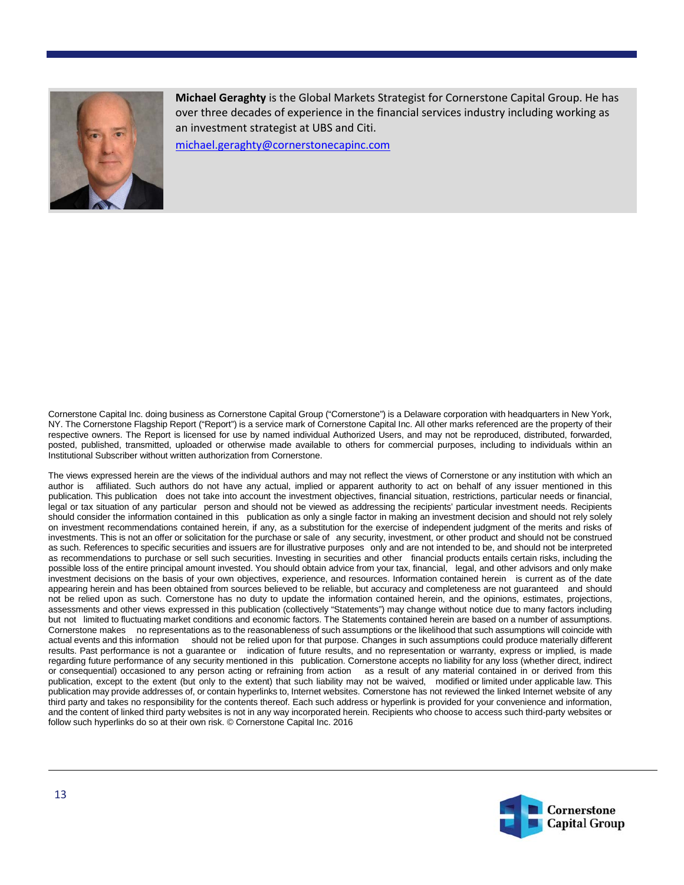**Michael Geraghty** is the Global Markets Strategist for Cornerstone Capital Group. He has over three decades of experience in the financial services industry including working as an investment strategist at UBS and Citi.

michael.geraghty@cornerstonecapinc.com

Cornerstone Capital Inc. doing business as Cornerstone Capital Group ("Cornerstone") is a Delaware corporation with headquarters in New York, NY. The Cornerstone Flagship Report ("Report") is a service mark of Cornerstone Capital Inc. All other marks referenced are the property of their respective owners. The Report is licensed for use by named individual Authorized Users, and may not be reproduced, distributed, forwarded, posted, published, transmitted, uploaded or otherwise made available to others for commercial purposes, including to individuals within an Institutional Subscriber without written authorization from Cornerstone.

The views expressed herein are the views of the individual authors and may not reflect the views of Cornerstone or any institution with which an author is affiliated. Such authors do not have any actual, implied or apparent authority to act on behalf of any issuer mentioned in this publication. This publication does not take into account the investment objectives, financial situation, restrictions, particular needs or financial, legal or tax situation of any particular person and should not be viewed as addressing the recipients' particular investment needs. Recipients should consider the information contained in this publication as only a single factor in making an investment decision and should not rely solely on investment recommendations contained herein, if any, as a substitution for the exercise of independent judgment of the merits and risks of investments. This is not an offer or solicitation for the purchase or sale of any security, investment, or other product and should not be construed as such. References to specific securities and issuers are for illustrative purposes only and are not intended to be, and should not be interpreted as recommendations to purchase or sell such securities. Investing in securities and other financial products entails certain risks, including the possible loss of the entire principal amount invested. You should obtain advice from your tax, financial, legal, and other advisors and only make investment decisions on the basis of your own objectives, experience, and resources. Information contained herein is current as of the date appearing herein and has been obtained from sources believed to be reliable, but accuracy and completeness are not guaranteed and should not be relied upon as such. Cornerstone has no duty to update the information contained herein, and the opinions, estimates, projections, assessments and other views expressed in this publication (collectively "Statements") may change without notice due to many factors including but not limited to fluctuating market conditions and economic factors. The Statements contained herein are based on a number of assumptions. Cornerstone makes no representations as to the reasonableness of such assumptions or the likelihood that such assumptions will coincide with actual events and this information should not be relied upon for that purpose. Changes in such assumptions could produce materially different results. Past performance is not a guarantee or indication of future results, and no representation or warranty, express or implied, is made regarding future performance of any security mentioned in this publication. Cornerstone accepts no liability for any loss (whether direct, indirect or consequential) occasioned to any person acting or refraining from action as a result of any material contained in or derived from this publication, except to the extent (but only to the extent) that such liability may not be waived, modified or limited under applicable law. This publication may provide addresses of, or contain hyperlinks to, Internet websites. Cornerstone has not reviewed the linked Internet website of any third party and takes no responsibility for the contents thereof. Each such address or hyperlink is provided for your convenience and information, and the content of linked third party websites is not in any way incorporated herein. Recipients who choose to access such third-party websites or follow such hyperlinks do so at their own risk. © Cornerstone Capital Inc. 2016